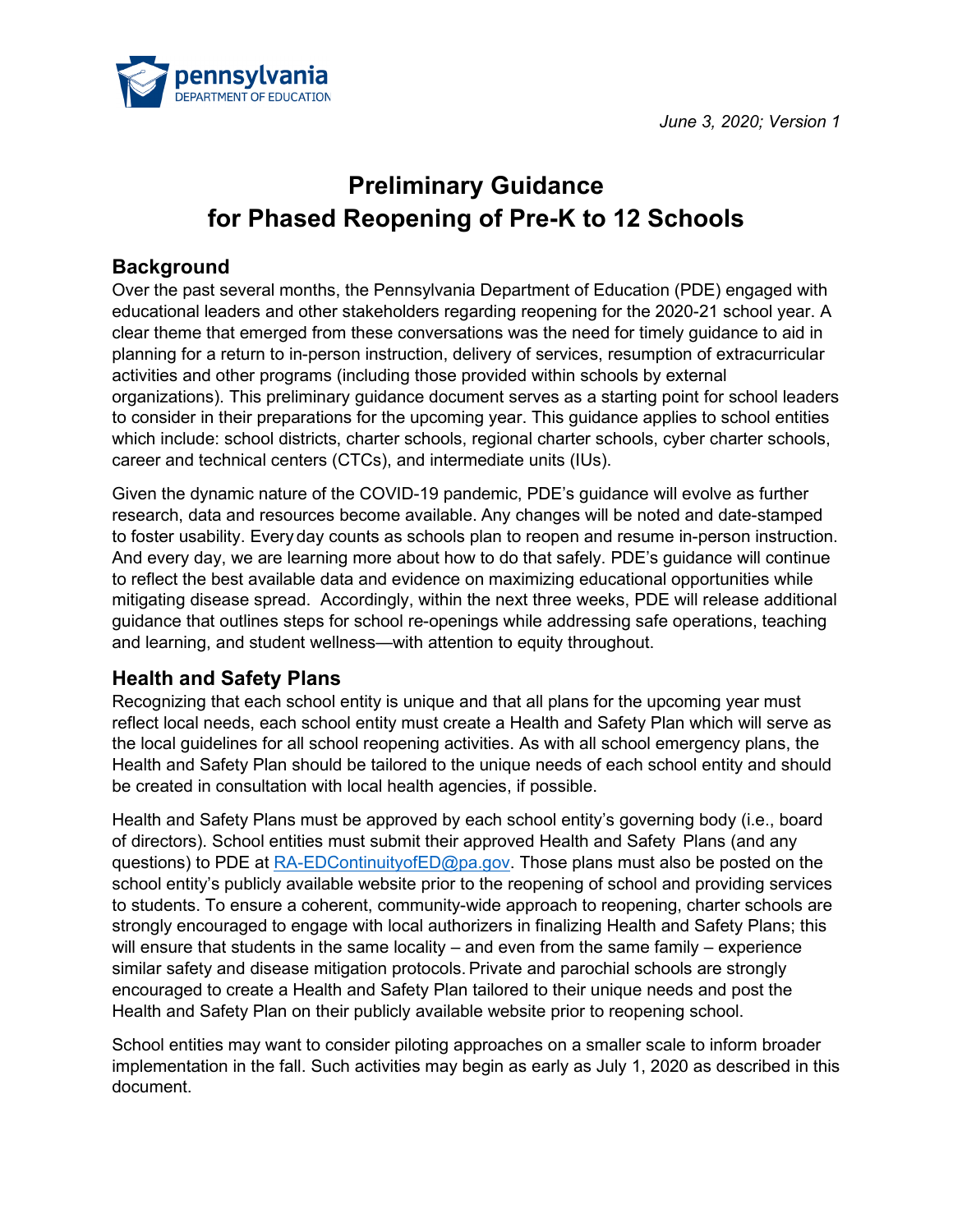*June 3, 2020; Version 1*

# Preliminary Guidance for Phased Reopening of Pre-K to 12 Schools

## Background

Over the past several months, the Pennsylvania Department of Education (PDE) engaged with educational leaders and other stakeholders regarding reopening for the 2020-21 school year. A clear theme that emerged from these conversations was the need for timely guidance to aid in planning for a return to in-person instruction, delivery of services, resumption of extracurricular activities and other programs (including those provided within schools by external organizations). This preliminary guidance document serves as a starting point for school leaders to consider in their preparations for the upcoming year. This guidance applies to school entities which include: school districts, charter schools, regional charter schools, cyber charter schools, career and technical centers (CTCs), and intermediate units (IUs).

Given the dynamic nature of the COVID-19 pandemic, PDE's guidance will evolve as further research, data and resources become available. Any changes will be noted and date-stamped to foster usability. Every day counts as schools plan to reopen and resume in-person instruction. And every day, we are learning more about how to do that safely. PDE's guidance will continue to reflect the best available data and evidence on maximizing educational opportunities while mitigating disease spread. Accordingly, within the next three weeks, PDE will release additional guidance that outlines steps for school re-openings while addressing safe operations, teaching and learning, and student wellness—with attention to equity throughout.

## Health and Safety Plans

Recognizing that each school entity is unique and that all plans for the upcoming year must reflect local needs, each school entity must create a Health and Safety Plan which will serve as the local guidelines for all school reopening activities. As with all school emergency plans, the Health and Safety Plan should be tailored to the unique needs of each school entity and should be created in consultation with local health agencies, if possible.

Health and Safety Plans must be approved by each school entity's governing body (i.e., board of directors). School entities must submit their approved Health and Safety Plans (and any questions) to PDE at RA-EDContinuityofED@pa.gov. Those plans must also be posted on the school entity's publicly available website prior to the reopening of school and providing services to students. To ensure a coherent, community-wide approach to reopening, charter schools are strongly encouraged to engage with local authorizers in finalizing Health and Safety Plans; this will ensure that students in the same locality – and even from the same family – experience similar safety and disease mitigation protocols. Private and parochial schools are strongly encouraged to create a Health and Safety Plan tailored to their unique needs and post the Health and Safety Plan on their publicly available website prior to reopening school.

School entities may want to consider piloting approaches on a smaller scale to inform broader implementation in the fall. Such activities may begin as early as July 1, 2020 as described in this document.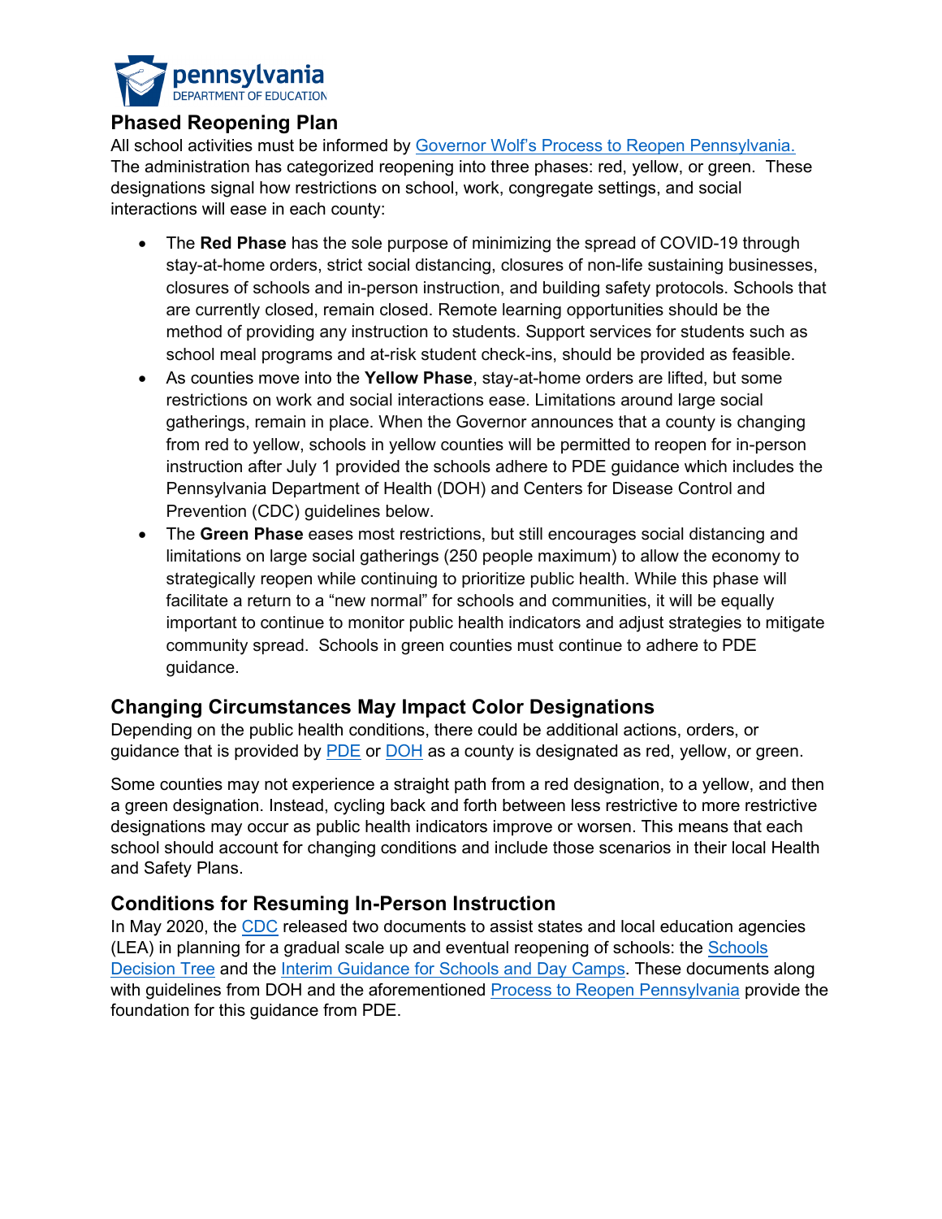## Phased Reopening Plan

All school activities must be informed by Governor Wolf's Process to Reopen Pennsylvania. The administration has categorized reopening into three phases: red, yellow, or green. These designations signal how restrictions on school, work, congregate settings, and social interactions will ease in each county:

- The **Red Phase** has the sole purpose of minimizing the spread of COVID-19 through stay-at-home orders, strict social distancing, closures of non-life sustaining businesses, closures of schools and in-person instruction, and building safety protocols. Schools that are currently closed, remain closed. Remote learning opportunities should be the method of providing any instruction to students. Support services for students such as school meal programs and at-risk student check-ins, should be provided as feasible.
- As counties move into the **Yellow Phase**, stay-at-home orders are lifted, but some restrictions on work and social interactions ease. Limitations around large social gatherings, remain in place. When the Governor announces that a county is changing from red to yellow, schools in yellow counties will be permitted to reopen for in-person instruction after July 1 provided the schools adhere to PDE guidance which includes the Pennsylvania Department of Health (DOH) and Centers for Disease Control and Prevention (CDC) guidelines below.
- The **Green Phase** eases most restrictions, but still encourages social distancing and limitations on large social gatherings (250 people maximum) to allow the economy to strategically reopen while continuing to prioritize public health. While this phase will facilitate a return to a "new normal" for schools and communities, it will be equally important to continue to monitor public health indicators and adjust strategies to mitigate community spread. Schools in green counties must continue to adhere to PDE guidance.

## Changing Circumstances May Impact Color Designations

Depending on the public health conditions, there could be additional actions, orders, or guidance that is provided by PDE or DOH as a county is designated as red, yellow, or green.

Some counties may not experience a straight path from a red designation, to a yellow, and then a green designation. Instead, cycling back and forth between less restrictive to more restrictive designations may occur as public health indicators improve or worsen. This means that each school should account for changing conditions and include those scenarios in their local Health and Safety Plans.

## Conditions for Resuming In-Person Instruction

In May 2020, the CDC released two documents to assist states and local education agencies (LEA) in planning for a gradual scale up and eventual reopening of schools: the Schools Decision Tree and the Interim Guidance for Schools and Day Camps. These documents along with guidelines from DOH and the aforementioned Process to Reopen Pennsylvania provide the foundation for this guidance from PDE.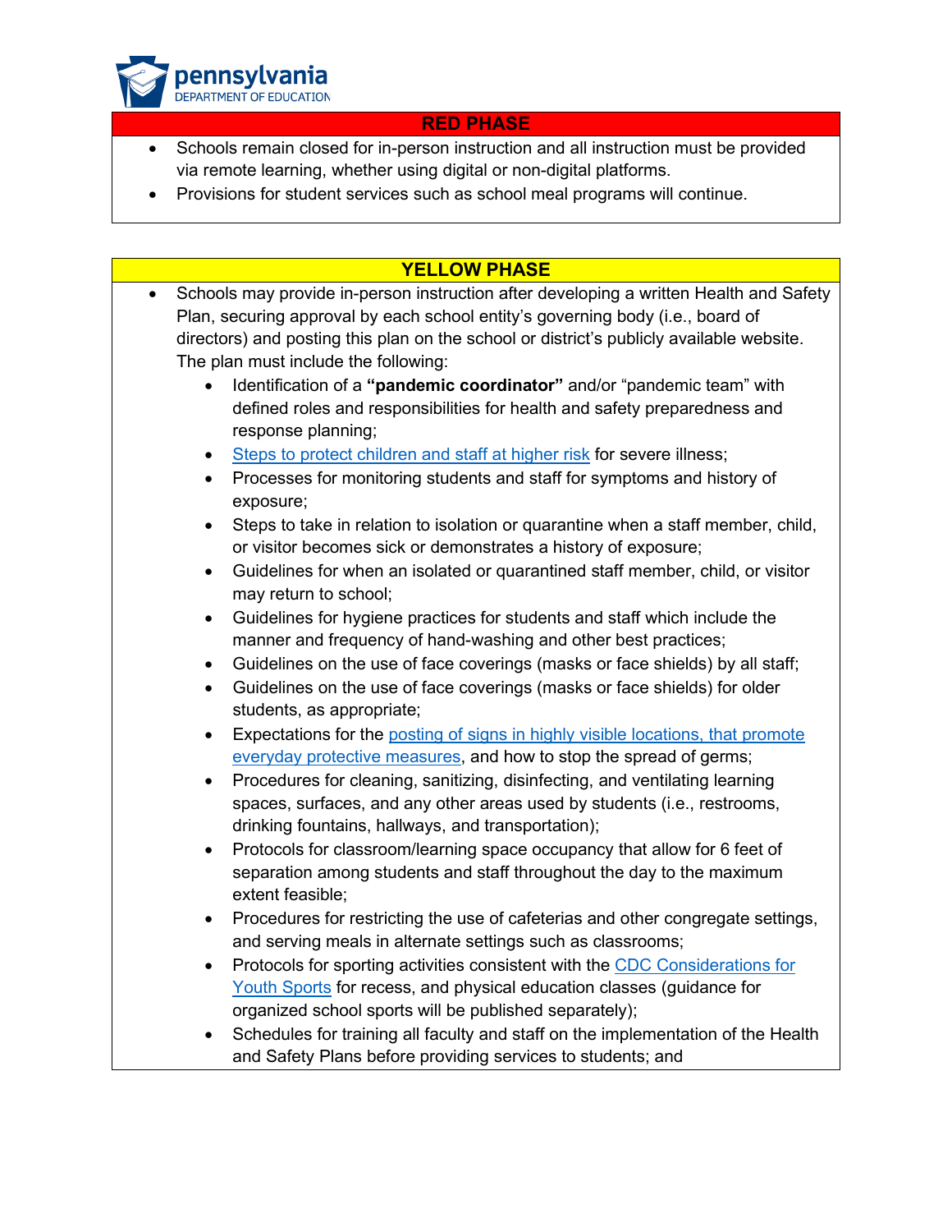## RED PHASE

- Schools remain closed for in-person instruction and all instruction must be provided via remote learning, whether using digital or non-digital platforms.
- Provisions for student services such as school meal programs will continue.

## YELLOW PHASE

- Schools may provide in-person instruction after developing a written Health and Safety Plan, securing approval by each school entity's governing body (i.e., board of directors) and posting this plan on the school or district's publicly available website. The plan must include the following:
  - Identification of a **"pandemic coordinator"** and/or "pandemic team" with defined roles and responsibilities for health and safety preparedness and response planning;
  - Steps to protect children and staff at higher risk for severe illness;
  - Processes for monitoring students and staff for symptoms and history of exposure;
  - Steps to take in relation to isolation or quarantine when a staff member, child, or visitor becomes sick or demonstrates a history of exposure;
  - Guidelines for when an isolated or quarantined staff member, child, or visitor may return to school;
  - Guidelines for hygiene practices for students and staff which include the manner and frequency of hand-washing and other best practices;
  - Guidelines on the use of face coverings (masks or face shields) by all staff;
  - Guidelines on the use of face coverings (masks or face shields) for older students, as appropriate;
  - Expectations for the posting of signs in highly visible locations, that promote everyday protective measures, and how to stop the spread of germs;
  - Procedures for cleaning, sanitizing, disinfecting, and ventilating learning spaces, surfaces, and any other areas used by students (i.e., restrooms, drinking fountains, hallways, and transportation);
  - Protocols for classroom/learning space occupancy that allow for 6 feet of separation among students and staff throughout the day to the maximum extent feasible;
  - Procedures for restricting the use of cafeterias and other congregate settings, and serving meals in alternate settings such as classrooms;
  - Protocols for sporting activities consistent with the CDC Considerations for Youth Sports for recess, and physical education classes (guidance for organized school sports will be published separately);
  - Schedules for training all faculty and staff on the implementation of the Health and Safety Plans before providing services to students; and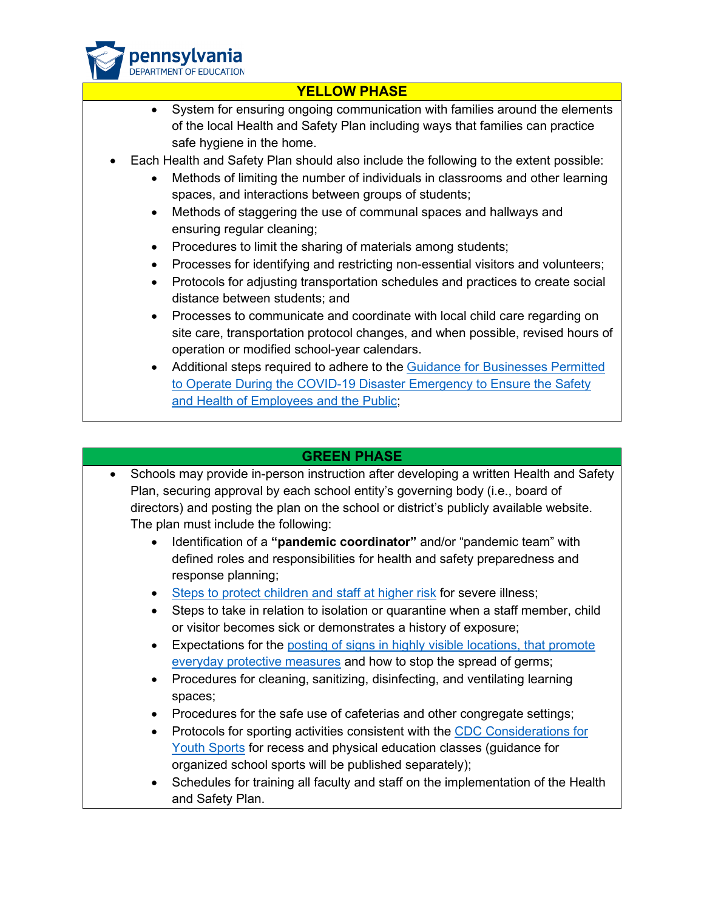## YELLOW PHASE

- System for ensuring ongoing communication with families around the elements of the local Health and Safety Plan including ways that families can practice safe hygiene in the home.
- Each Health and Safety Plan should also include the following to the extent possible:
  - Methods of limiting the number of individuals in classrooms and other learning spaces, and interactions between groups of students;
  - Methods of staggering the use of communal spaces and hallways and ensuring regular cleaning;
  - Procedures to limit the sharing of materials among students;
  - Processes for identifying and restricting non-essential visitors and volunteers;
  - Protocols for adjusting transportation schedules and practices to create social distance between students; and
  - Processes to communicate and coordinate with local child care regarding on site care, transportation protocol changes, and when possible, revised hours of operation or modified school-year calendars.
  - Additional steps required to adhere to the Guidance for Businesses Permitted to Operate During the COVID-19 Disaster Emergency to Ensure the Safety and Health of Employees and the Public;

## GREEN PHASE

- Schools may provide in-person instruction after developing a written Health and Safety Plan, securing approval by each school entity's governing body (i.e., board of directors) and posting the plan on the school or district's publicly available website. The plan must include the following:
  - Identification of a **"pandemic coordinator"** and/or "pandemic team" with defined roles and responsibilities for health and safety preparedness and response planning;
  - Steps to protect children and staff at higher risk for severe illness;
  - Steps to take in relation to isolation or quarantine when a staff member, child or visitor becomes sick or demonstrates a history of exposure;
  - Expectations for the posting of signs in highly visible locations, that promote everyday protective measures and how to stop the spread of germs;
  - Procedures for cleaning, sanitizing, disinfecting, and ventilating learning spaces;
  - Procedures for the safe use of cafeterias and other congregate settings;
  - Protocols for sporting activities consistent with the CDC Considerations for Youth Sports for recess and physical education classes (guidance for organized school sports will be published separately);
  - Schedules for training all faculty and staff on the implementation of the Health and Safety Plan.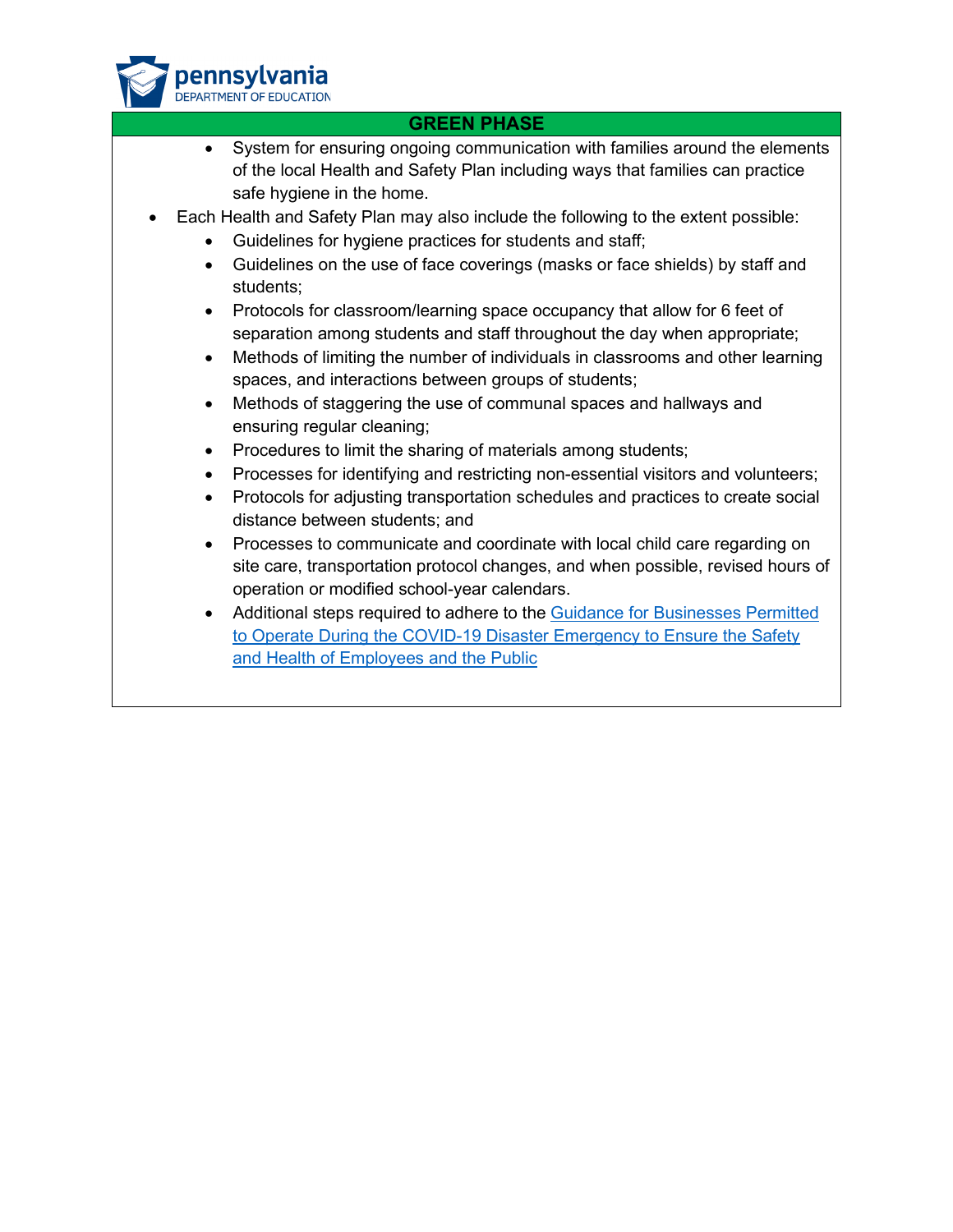## GREEN PHASE

- System for ensuring ongoing communication with families around the elements of the local Health and Safety Plan including ways that families can practice safe hygiene in the home.

- Each Health and Safety Plan may also include the following to the extent possible:
  - Guidelines for hygiene practices for students and staff;
  - Guidelines on the use of face coverings (masks or face shields) by staff and students;
  - Protocols for classroom/learning space occupancy that allow for 6 feet of separation among students and staff throughout the day when appropriate;
  - Methods of limiting the number of individuals in classrooms and other learning spaces, and interactions between groups of students;
  - Methods of staggering the use of communal spaces and hallways and ensuring regular cleaning;
  - Procedures to limit the sharing of materials among students;
  - Processes for identifying and restricting non-essential visitors and volunteers;
  - Protocols for adjusting transportation schedules and practices to create social distance between students; and
  - Processes to communicate and coordinate with local child care regarding on site care, transportation protocol changes, and when possible, revised hours of operation or modified school-year calendars.
  - Additional steps required to adhere to the Guidance for Businesses Permitted to Operate During the COVID-19 Disaster Emergency to Ensure the Safety and Health of Employees and the Public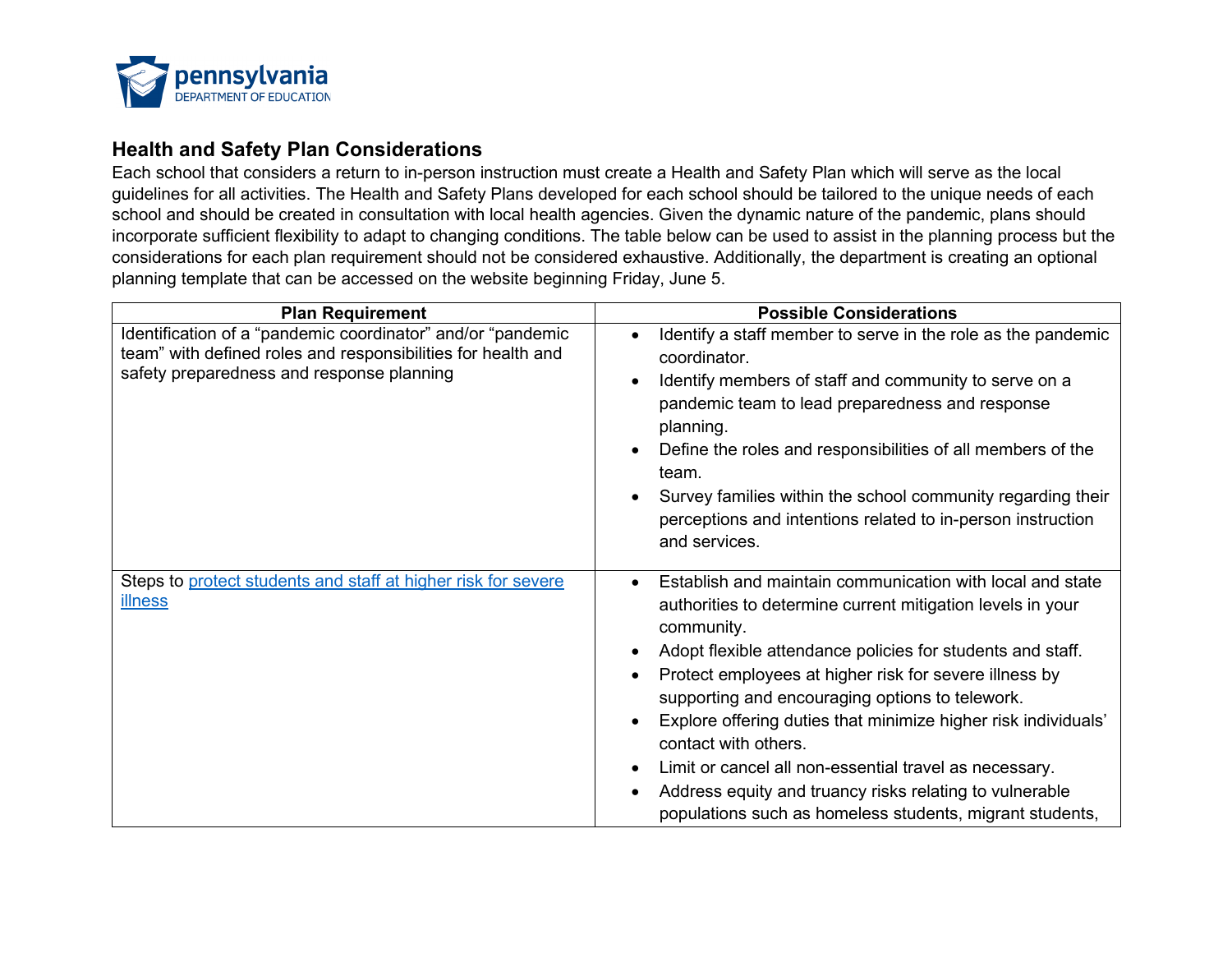## Health and Safety Plan Considerations

Each school that considers a return to in-person instruction must create a Health and Safety Plan which will serve as the local guidelines for all activities. The Health and Safety Plans developed for each school should be tailored to the unique needs of each school and should be created in consultation with local health agencies. Given the dynamic nature of the pandemic, plans should incorporate sufficient flexibility to adapt to changing conditions. The table below can be used to assist in the planning process but the considerations for each plan requirement should not be considered exhaustive. Additionally, the department is creating an optional planning template that can be accessed on the website beginning Friday, June 5.

| Plan Requirement | Possible Considerations |
|---|---|
| Identification of a "pandemic coordinator" and/or "pandemic team" with defined roles and responsibilities for health and safety preparedness and response planning | • Identify a staff member to serve in the role as the pandemic coordinator.<br>• Identify members of staff and community to serve on a pandemic team to lead preparedness and response planning.<br>• Define the roles and responsibilities of all members of the team.<br>• Survey families within the school community regarding their perceptions and intentions related to in-person instruction and services. |
| Steps to protect students and staff at higher risk for severe illness | • Establish and maintain communication with local and state authorities to determine current mitigation levels in your community.<br>• Adopt flexible attendance policies for students and staff.<br>• Protect employees at higher risk for severe illness by supporting and encouraging options to telework.<br>• Explore offering duties that minimize higher risk individuals' contact with others.<br>• Limit or cancel all non-essential travel as necessary.<br>• Address equity and truancy risks relating to vulnerable populations such as homeless students, migrant students, |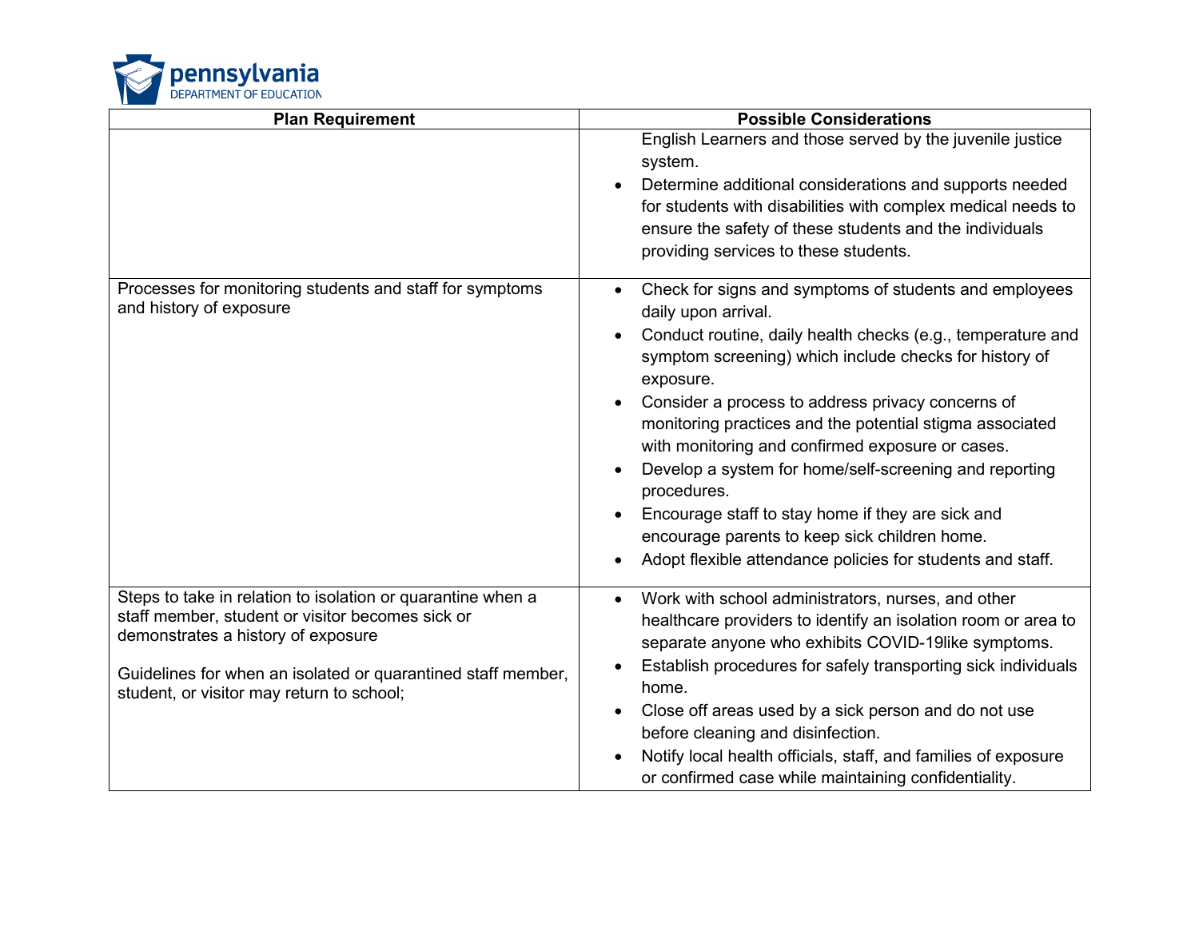| Plan Requirement | Possible Considerations |
|---|---|
| | English Learners and those served by the juvenile justice system.<br>• Determine additional considerations and supports needed for students with disabilities with complex medical needs to ensure the safety of these students and the individuals providing services to these students. |
| Processes for monitoring students and staff for symptoms and history of exposure | • Check for signs and symptoms of students and employees daily upon arrival.<br>• Conduct routine, daily health checks (e.g., temperature and symptom screening) which include checks for history of exposure.<br>• Consider a process to address privacy concerns of monitoring practices and the potential stigma associated with monitoring and confirmed exposure or cases.<br>• Develop a system for home/self-screening and reporting procedures.<br>• Encourage staff to stay home if they are sick and encourage parents to keep sick children home.<br>• Adopt flexible attendance policies for students and staff. |
| Steps to take in relation to isolation or quarantine when a staff member, student or visitor becomes sick or demonstrates a history of exposure<br><br>Guidelines for when an isolated or quarantined staff member, student, or visitor may return to school; | • Work with school administrators, nurses, and other healthcare providers to identify an isolation room or area to separate anyone who exhibits COVID-19like symptoms.<br>• Establish procedures for safely transporting sick individuals home.<br>• Close off areas used by a sick person and do not use before cleaning and disinfection.<br>• Notify local health officials, staff, and families of exposure or confirmed case while maintaining confidentiality. |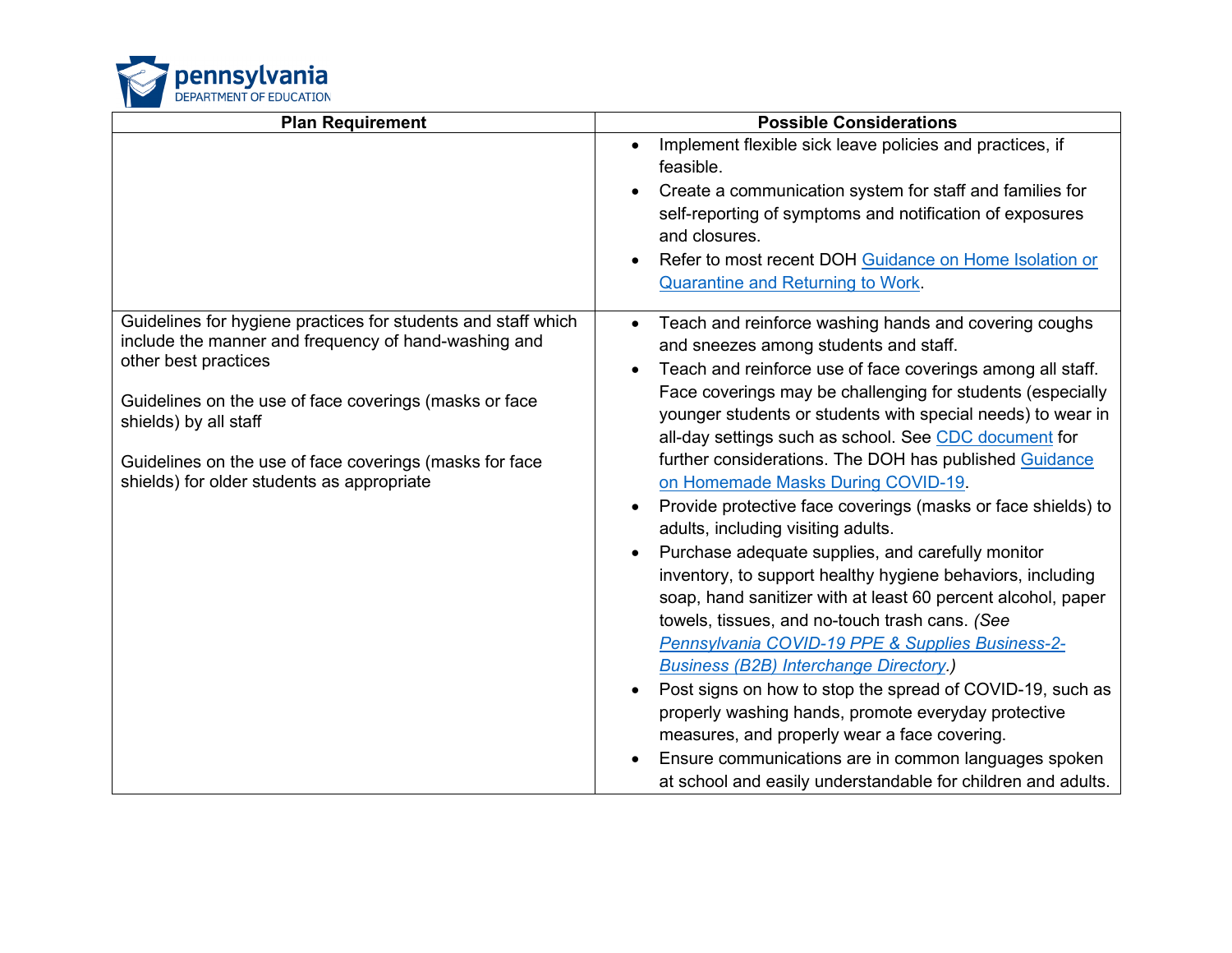| Plan Requirement | Possible Considerations |
|---|---|
| | • Implement flexible sick leave policies and practices, if feasible.<br>• Create a communication system for staff and families for self-reporting of symptoms and notification of exposures and closures.<br>• Refer to most recent DOH Guidance on Home Isolation or Quarantine and Returning to Work. |
| Guidelines for hygiene practices for students and staff which include the manner and frequency of hand-washing and other best practices<br><br>Guidelines on the use of face coverings (masks or face shields) by all staff<br><br>Guidelines on the use of face coverings (masks for face shields) for older students as appropriate | • Teach and reinforce washing hands and covering coughs and sneezes among students and staff.<br>• Teach and reinforce use of face coverings among all staff. Face coverings may be challenging for students (especially younger students or students with special needs) to wear in all-day settings such as school. See CDC document for further considerations. The DOH has published Guidance on Homemade Masks During COVID-19.<br>• Provide protective face coverings (masks or face shields) to adults, including visiting adults.<br>• Purchase adequate supplies, and carefully monitor inventory, to support healthy hygiene behaviors, including soap, hand sanitizer with at least 60 percent alcohol, paper towels, tissues, and no-touch trash cans. *(See Pennsylvania COVID-19 PPE & Supplies Business-2-Business (B2B) Interchange Directory.)*<br>• Post signs on how to stop the spread of COVID-19, such as properly washing hands, promote everyday protective measures, and properly wear a face covering.<br>• Ensure communications are in common languages spoken at school and easily understandable for children and adults. |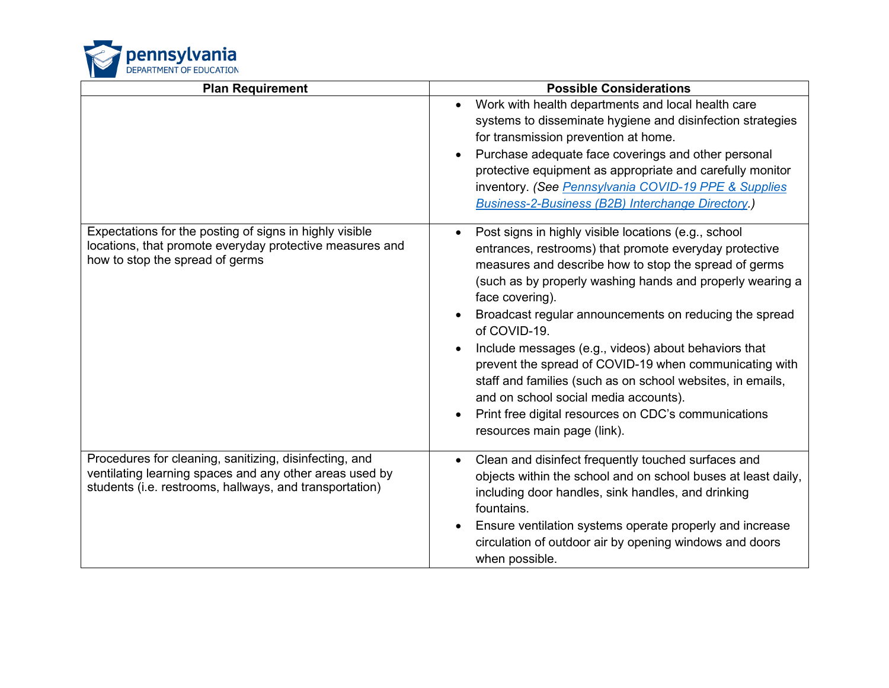| Plan Requirement | Possible Considerations |
|---|---|
| | • Work with health departments and local health care systems to disseminate hygiene and disinfection strategies for transmission prevention at home.<br>• Purchase adequate face coverings and other personal protective equipment as appropriate and carefully monitor inventory. *(See [Pennsylvania COVID-19 PPE & Supplies Business-2-Business (B2B) Interchange Directory](#).)* |
| Expectations for the posting of signs in highly visible locations, that promote everyday protective measures and how to stop the spread of germs | • Post signs in highly visible locations (e.g., school entrances, restrooms) that promote everyday protective measures and describe how to stop the spread of germs (such as by properly washing hands and properly wearing a face covering).<br>• Broadcast regular announcements on reducing the spread of COVID-19.<br>• Include messages (e.g., videos) about behaviors that prevent the spread of COVID-19 when communicating with staff and families (such as on school websites, in emails, and on school social media accounts).<br>• Print free digital resources on CDC's communications resources main page (link). |
| Procedures for cleaning, sanitizing, disinfecting, and ventilating learning spaces and any other areas used by students (i.e. restrooms, hallways, and transportation) | • Clean and disinfect frequently touched surfaces and objects within the school and on school buses at least daily, including door handles, sink handles, and drinking fountains.<br>• Ensure ventilation systems operate properly and increase circulation of outdoor air by opening windows and doors when possible. |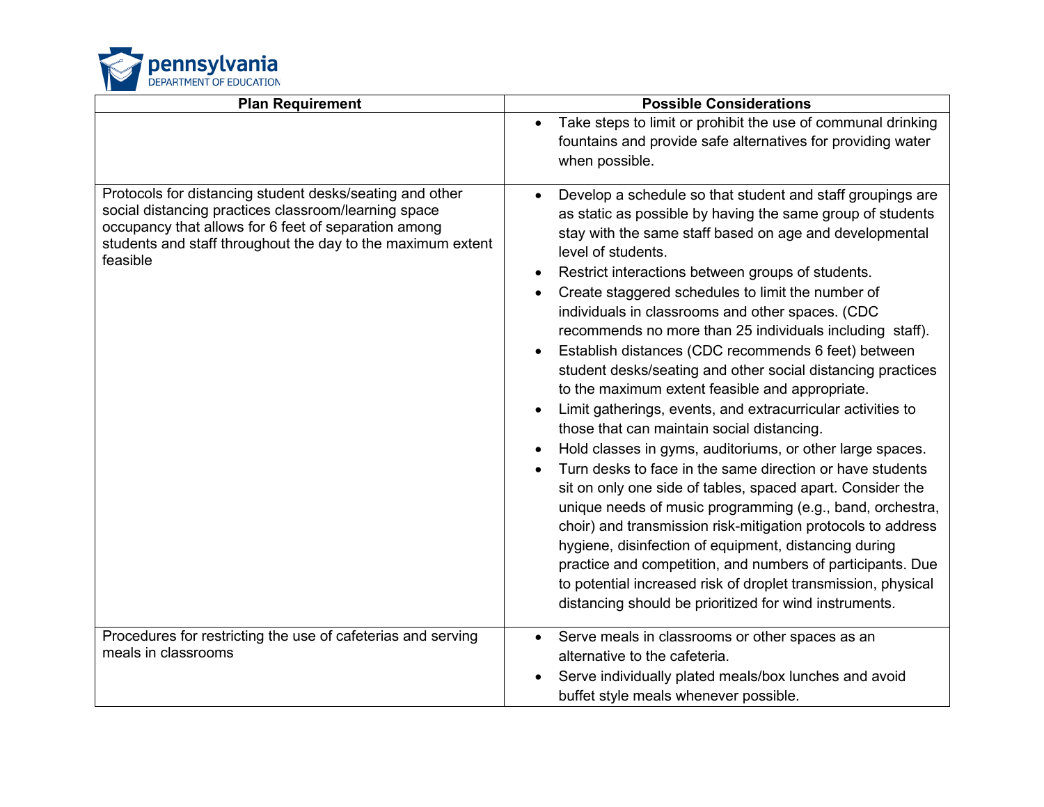| Plan Requirement | Possible Considerations |
|---|---|
| | • Take steps to limit or prohibit the use of communal drinking fountains and provide safe alternatives for providing water when possible. |
| Protocols for distancing student desks/seating and other social distancing practices classroom/learning space occupancy that allows for 6 feet of separation among students and staff throughout the day to the maximum extent feasible | • Develop a schedule so that student and staff groupings are as static as possible by having the same group of students stay with the same staff based on age and developmental level of students.<br>• Restrict interactions between groups of students.<br>• Create staggered schedules to limit the number of individuals in classrooms and other spaces. (CDC recommends no more than 25 individuals including staff).<br>• Establish distances (CDC recommends 6 feet) between student desks/seating and other social distancing practices to the maximum extent feasible and appropriate.<br>• Limit gatherings, events, and extracurricular activities to those that can maintain social distancing.<br>• Hold classes in gyms, auditoriums, or other large spaces.<br>• Turn desks to face in the same direction or have students sit on only one side of tables, spaced apart. Consider the unique needs of music programming (e.g., band, orchestra, choir) and transmission risk-mitigation protocols to address hygiene, disinfection of equipment, distancing during practice and competition, and numbers of participants. Due to potential increased risk of droplet transmission, physical distancing should be prioritized for wind instruments. |
| Procedures for restricting the use of cafeterias and serving meals in classrooms | • Serve meals in classrooms or other spaces as an alternative to the cafeteria.<br>• Serve individually plated meals/box lunches and avoid buffet style meals whenever possible. |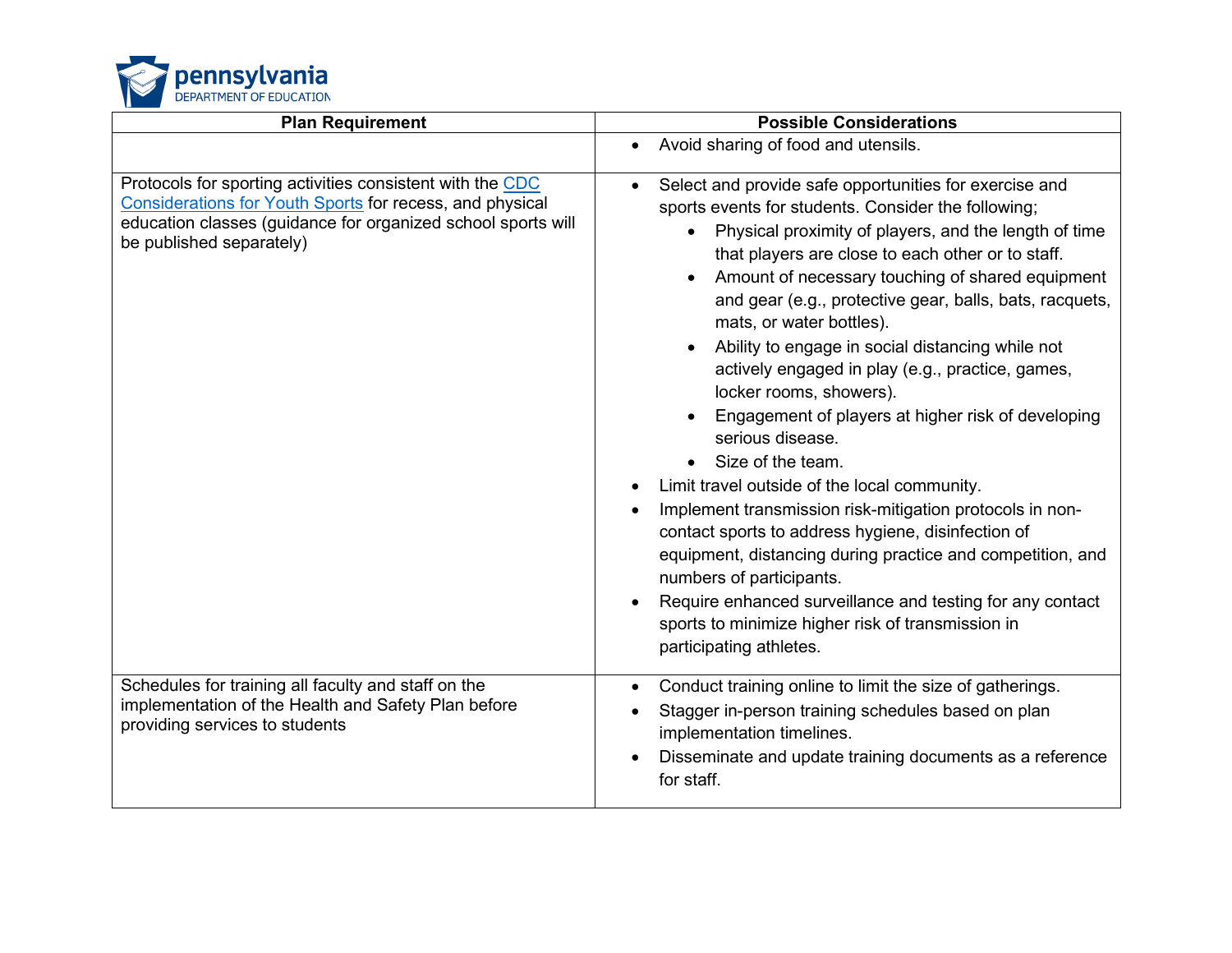| Plan Requirement | Possible Considerations |
|---|---|
| | • Avoid sharing of food and utensils. |
| Protocols for sporting activities consistent with the [CDC Considerations for Youth Sports] for recess, and physical education classes (guidance for organized school sports will be published separately) | • Select and provide safe opportunities for exercise and sports events for students. Consider the following;<br>  ◦ Physical proximity of players, and the length of time that players are close to each other or to staff.<br>  ◦ Amount of necessary touching of shared equipment and gear (e.g., protective gear, balls, bats, racquets, mats, or water bottles).<br>  ◦ Ability to engage in social distancing while not actively engaged in play (e.g., practice, games, locker rooms, showers).<br>  ◦ Engagement of players at higher risk of developing serious disease.<br>  ◦ Size of the team.<br>• Limit travel outside of the local community.<br>• Implement transmission risk-mitigation protocols in non-contact sports to address hygiene, disinfection of equipment, distancing during practice and competition, and numbers of participants.<br>• Require enhanced surveillance and testing for any contact sports to minimize higher risk of transmission in participating athletes. |
| Schedules for training all faculty and staff on the implementation of the Health and Safety Plan before providing services to students | • Conduct training online to limit the size of gatherings.<br>• Stagger in-person training schedules based on plan implementation timelines.<br>• Disseminate and update training documents as a reference for staff. |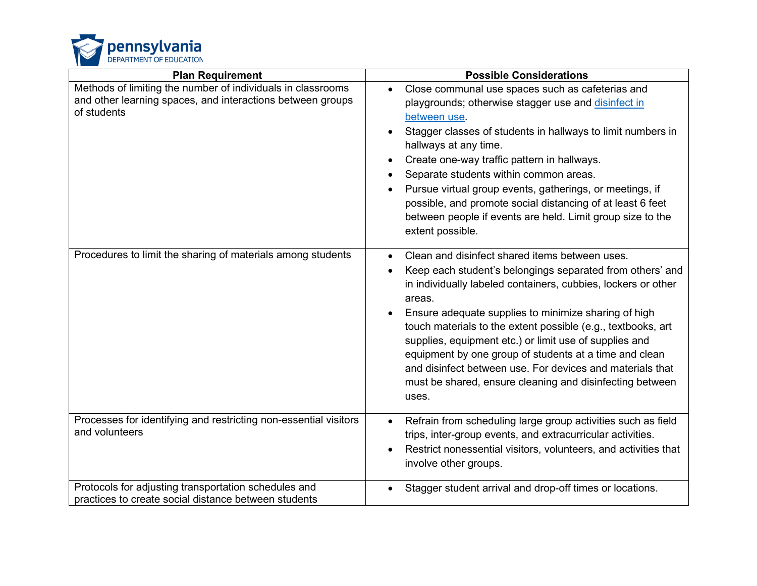| Plan Requirement | Possible Considerations |
|---|---|
| Methods of limiting the number of individuals in classrooms and other learning spaces, and interactions between groups of students | • Close communal use spaces such as cafeterias and playgrounds; otherwise stagger use and disinfect in between use.<br>• Stagger classes of students in hallways to limit numbers in hallways at any time.<br>• Create one-way traffic pattern in hallways.<br>• Separate students within common areas.<br>• Pursue virtual group events, gatherings, or meetings, if possible, and promote social distancing of at least 6 feet between people if events are held. Limit group size to the extent possible. |
| Procedures to limit the sharing of materials among students | • Clean and disinfect shared items between uses.<br>• Keep each student's belongings separated from others' and in individually labeled containers, cubbies, lockers or other areas.<br>• Ensure adequate supplies to minimize sharing of high touch materials to the extent possible (e.g., textbooks, art supplies, equipment etc.) or limit use of supplies and equipment by one group of students at a time and clean and disinfect between use. For devices and materials that must be shared, ensure cleaning and disinfecting between uses. |
| Processes for identifying and restricting non-essential visitors and volunteers | • Refrain from scheduling large group activities such as field trips, inter-group events, and extracurricular activities.<br>• Restrict nonessential visitors, volunteers, and activities that involve other groups. |
| Protocols for adjusting transportation schedules and practices to create social distance between students | • Stagger student arrival and drop-off times or locations. |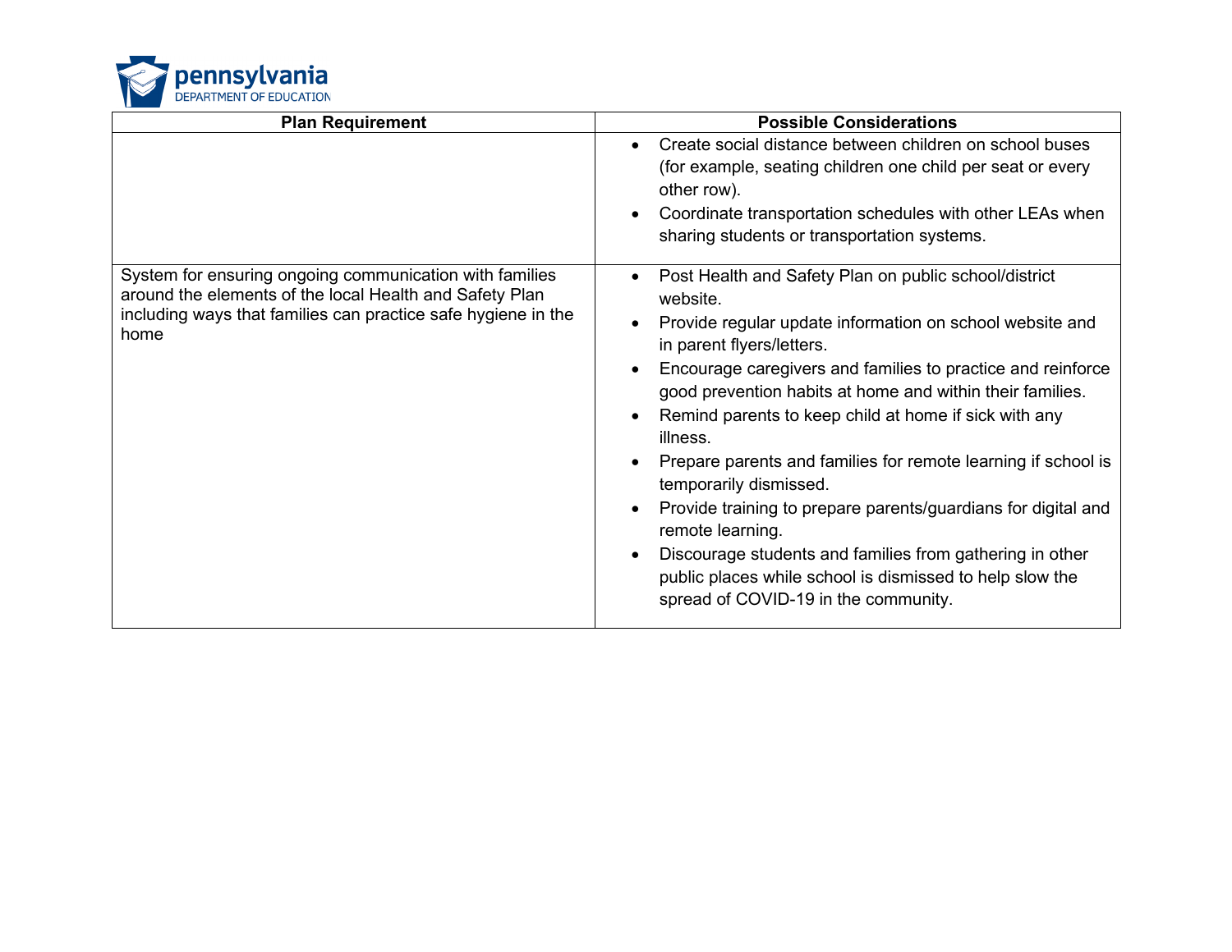| Plan Requirement | Possible Considerations |
|---|---|
| | • Create social distance between children on school buses (for example, seating children one child per seat or every other row).<br>• Coordinate transportation schedules with other LEAs when sharing students or transportation systems. |
| System for ensuring ongoing communication with families around the elements of the local Health and Safety Plan including ways that families can practice safe hygiene in the home | • Post Health and Safety Plan on public school/district website.<br>• Provide regular update information on school website and in parent flyers/letters.<br>• Encourage caregivers and families to practice and reinforce good prevention habits at home and within their families.<br>• Remind parents to keep child at home if sick with any illness.<br>• Prepare parents and families for remote learning if school is temporarily dismissed.<br>• Provide training to prepare parents/guardians for digital and remote learning.<br>• Discourage students and families from gathering in other public places while school is dismissed to help slow the spread of COVID-19 in the community. |